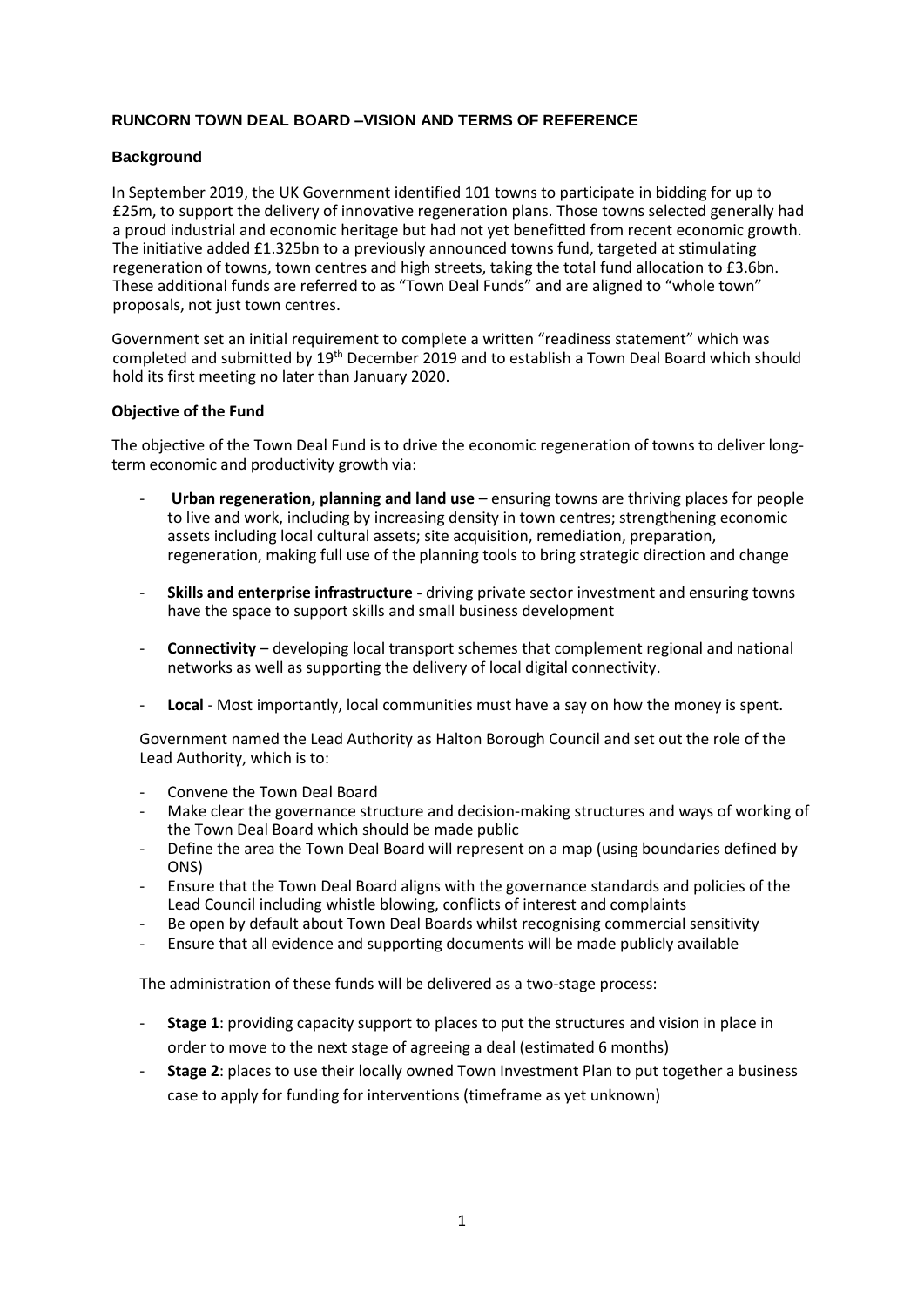## RUNCORN TOWN DEAL BOARD –VISION AND TERMS OF REFERENCE

### Background

In September 2019, the UK Government identified 101 towns to participate in bidding for up to £25m, to support the delivery of innovative regeneration plans. Those towns selected generally had a proud industrial and economic heritage but had not yet benefitted from recent economic growth. The initiative added £1.325bn to a previously announced towns fund, targeted at stimulating regeneration of towns, town centres and high streets, taking the total fund allocation to £3.6bn. These additional funds are referred to as "Town Deal Funds" and are aligned to "whole town" proposals, not just town centres.

Government set an initial requirement to complete a written "readiness statement" which was completed and submitted by 19th December 2019 and to establish a Town Deal Board which should hold its first meeting no later than January 2020.

### Objective of the Fund

The objective of the Town Deal Fund is to drive the economic regeneration of towns to deliver long-term economic and productivity growth via:

- **Urban regeneration, planning and land use** – ensuring towns are thriving places for people to live and work, including by increasing density in town centres; strengthening economic assets including local cultural assets; site acquisition, remediation, preparation, regeneration, making full use of the planning tools to bring strategic direction and change
- **Skills and enterprise infrastructure -** driving private sector investment and ensuring towns have the space to support skills and small business development
- **Connectivity** – developing local transport schemes that complement regional and national networks as well as supporting the delivery of local digital connectivity.
- **Local** - Most importantly, local communities must have a say on how the money is spent.

Government named the Lead Authority as Halton Borough Council and set out the role of the Lead Authority, which is to:

- Convene the Town Deal Board
- Make clear the governance structure and decision-making structures and ways of working of the Town Deal Board which should be made public
- Define the area the Town Deal Board will represent on a map (using boundaries defined by ONS)
- Ensure that the Town Deal Board aligns with the governance standards and policies of the Lead Council including whistle blowing, conflicts of interest and complaints
- Be open by default about Town Deal Boards whilst recognising commercial sensitivity
- Ensure that all evidence and supporting documents will be made publicly available

The administration of these funds will be delivered as a two-stage process:

- **Stage 1**: providing capacity support to places to put the structures and vision in place in order to move to the next stage of agreeing a deal (estimated 6 months)
- **Stage 2**: places to use their locally owned Town Investment Plan to put together a business case to apply for funding for interventions (timeframe as yet unknown)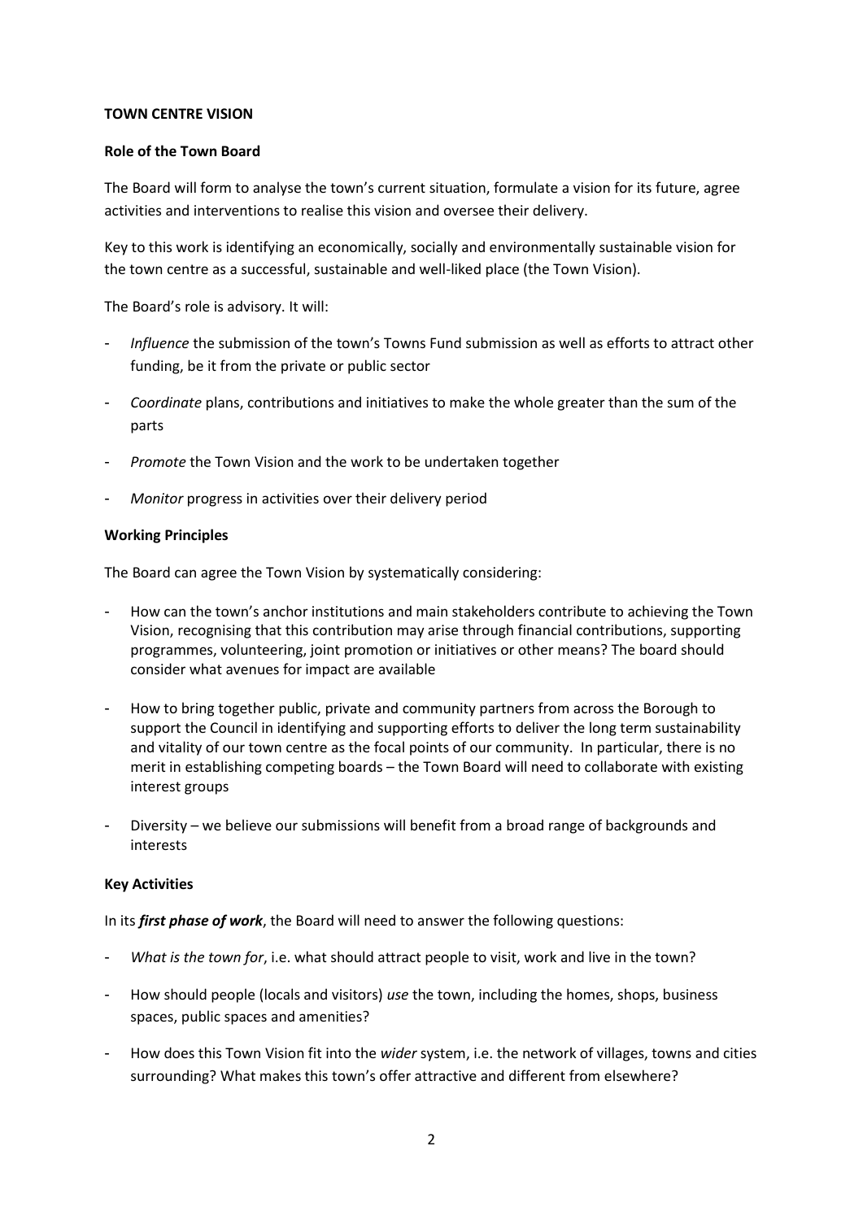**TOWN CENTRE VISION**

**Role of the Town Board**

The Board will form to analyse the town's current situation, formulate a vision for its future, agree activities and interventions to realise this vision and oversee their delivery.

Key to this work is identifying an economically, socially and environmentally sustainable vision for the town centre as a successful, sustainable and well-liked place (the Town Vision).

The Board's role is advisory. It will:

- *Influence* the submission of the town's Towns Fund submission as well as efforts to attract other funding, be it from the private or public sector
- *Coordinate* plans, contributions and initiatives to make the whole greater than the sum of the parts
- *Promote* the Town Vision and the work to be undertaken together
- *Monitor* progress in activities over their delivery period

**Working Principles**

The Board can agree the Town Vision by systematically considering:

- How can the town's anchor institutions and main stakeholders contribute to achieving the Town Vision, recognising that this contribution may arise through financial contributions, supporting programmes, volunteering, joint promotion or initiatives or other means? The board should consider what avenues for impact are available
- How to bring together public, private and community partners from across the Borough to support the Council in identifying and supporting efforts to deliver the long term sustainability and vitality of our town centre as the focal points of our community. In particular, there is no merit in establishing competing boards – the Town Board will need to collaborate with existing interest groups
- Diversity – we believe our submissions will benefit from a broad range of backgrounds and interests

**Key Activities**

In its ***first phase of work***, the Board will need to answer the following questions:

- *What is the town for*, i.e. what should attract people to visit, work and live in the town?
- How should people (locals and visitors) *use* the town, including the homes, shops, business spaces, public spaces and amenities?
- How does this Town Vision fit into the *wider* system, i.e. the network of villages, towns and cities surrounding? What makes this town's offer attractive and different from elsewhere?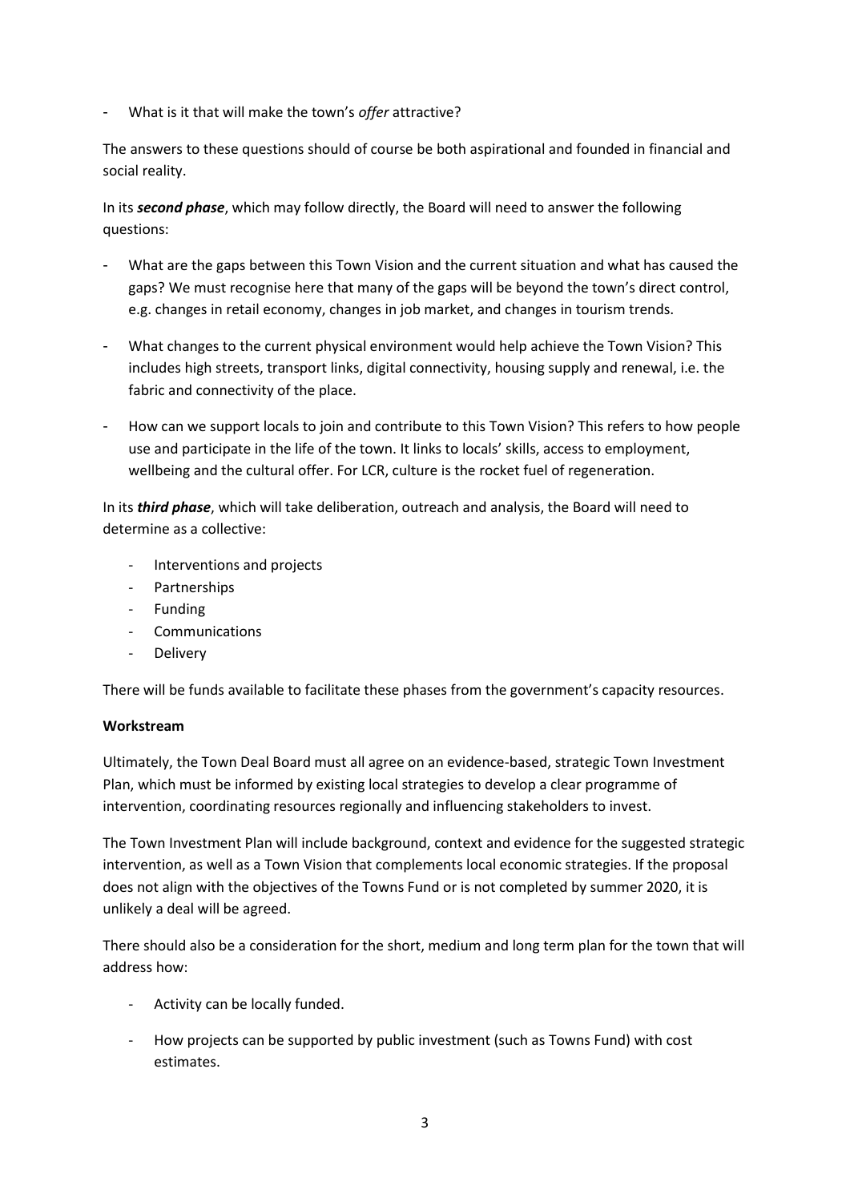- What is it that will make the town's *offer* attractive?

The answers to these questions should of course be both aspirational and founded in financial and social reality.

In its ***second phase***, which may follow directly, the Board will need to answer the following questions:

- What are the gaps between this Town Vision and the current situation and what has caused the gaps? We must recognise here that many of the gaps will be beyond the town's direct control, e.g. changes in retail economy, changes in job market, and changes in tourism trends.

- What changes to the current physical environment would help achieve the Town Vision? This includes high streets, transport links, digital connectivity, housing supply and renewal, i.e. the fabric and connectivity of the place.

- How can we support locals to join and contribute to this Town Vision? This refers to how people use and participate in the life of the town. It links to locals' skills, access to employment, wellbeing and the cultural offer. For LCR, culture is the rocket fuel of regeneration.

In its ***third phase***, which will take deliberation, outreach and analysis, the Board will need to determine as a collective:

- Interventions and projects
- Partnerships
- Funding
- Communications
- Delivery

There will be funds available to facilitate these phases from the government's capacity resources.

**Workstream**

Ultimately, the Town Deal Board must all agree on an evidence-based, strategic Town Investment Plan, which must be informed by existing local strategies to develop a clear programme of intervention, coordinating resources regionally and influencing stakeholders to invest.

The Town Investment Plan will include background, context and evidence for the suggested strategic intervention, as well as a Town Vision that complements local economic strategies. If the proposal does not align with the objectives of the Towns Fund or is not completed by summer 2020, it is unlikely a deal will be agreed.

There should also be a consideration for the short, medium and long term plan for the town that will address how:

- Activity can be locally funded.

- How projects can be supported by public investment (such as Towns Fund) with cost estimates.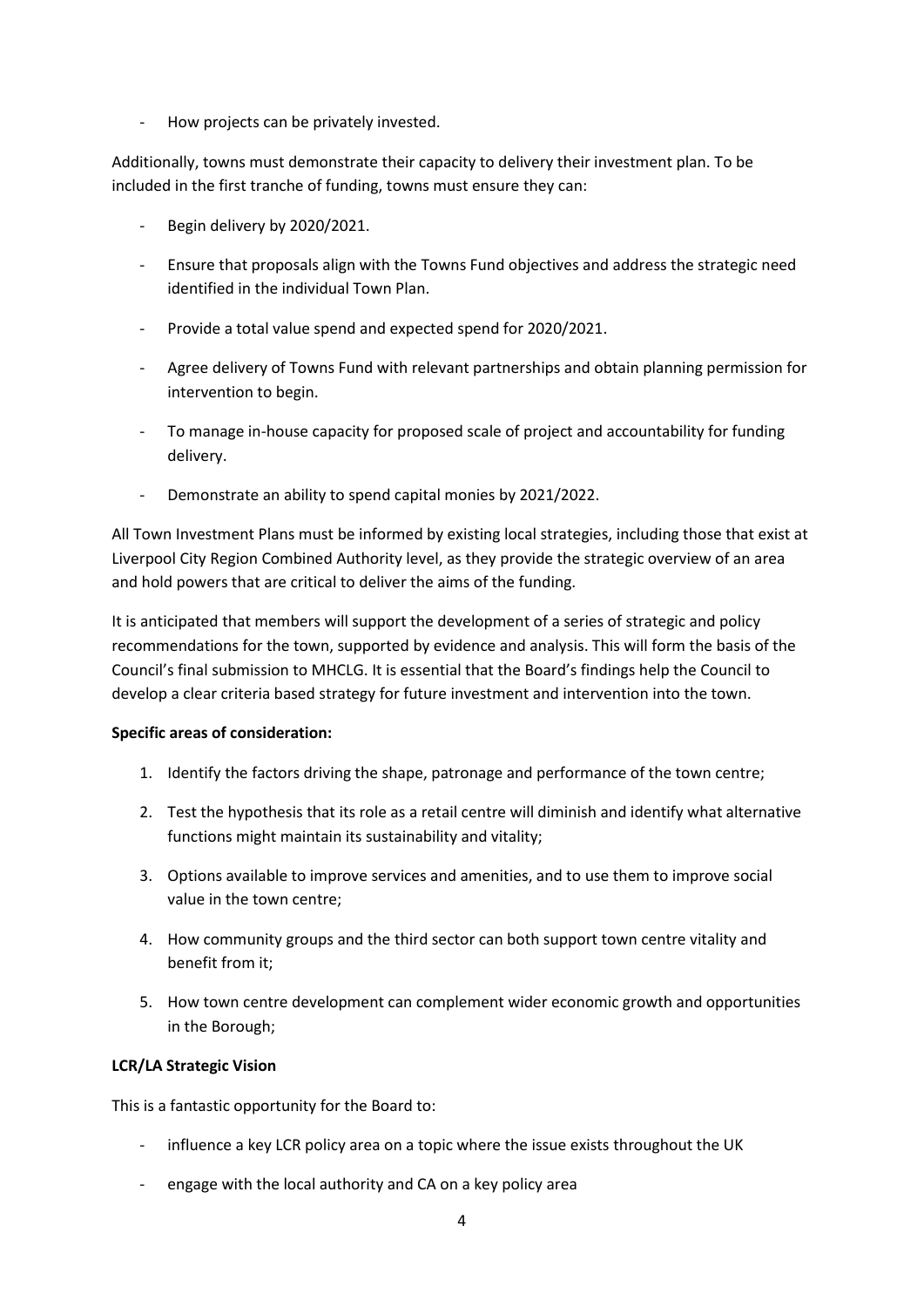- How projects can be privately invested.

Additionally, towns must demonstrate their capacity to delivery their investment plan. To be included in the first tranche of funding, towns must ensure they can:

- Begin delivery by 2020/2021.
- Ensure that proposals align with the Towns Fund objectives and address the strategic need identified in the individual Town Plan.
- Provide a total value spend and expected spend for 2020/2021.
- Agree delivery of Towns Fund with relevant partnerships and obtain planning permission for intervention to begin.
- To manage in-house capacity for proposed scale of project and accountability for funding delivery.
- Demonstrate an ability to spend capital monies by 2021/2022.

All Town Investment Plans must be informed by existing local strategies, including those that exist at Liverpool City Region Combined Authority level, as they provide the strategic overview of an area and hold powers that are critical to deliver the aims of the funding.

It is anticipated that members will support the development of a series of strategic and policy recommendations for the town, supported by evidence and analysis. This will form the basis of the Council's final submission to MHCLG. It is essential that the Board's findings help the Council to develop a clear criteria based strategy for future investment and intervention into the town.

**Specific areas of consideration:**

1. Identify the factors driving the shape, patronage and performance of the town centre;
2. Test the hypothesis that its role as a retail centre will diminish and identify what alternative functions might maintain its sustainability and vitality;
3. Options available to improve services and amenities, and to use them to improve social value in the town centre;
4. How community groups and the third sector can both support town centre vitality and benefit from it;
5. How town centre development can complement wider economic growth and opportunities in the Borough;

**LCR/LA Strategic Vision**

This is a fantastic opportunity for the Board to:

- influence a key LCR policy area on a topic where the issue exists throughout the UK
- engage with the local authority and CA on a key policy area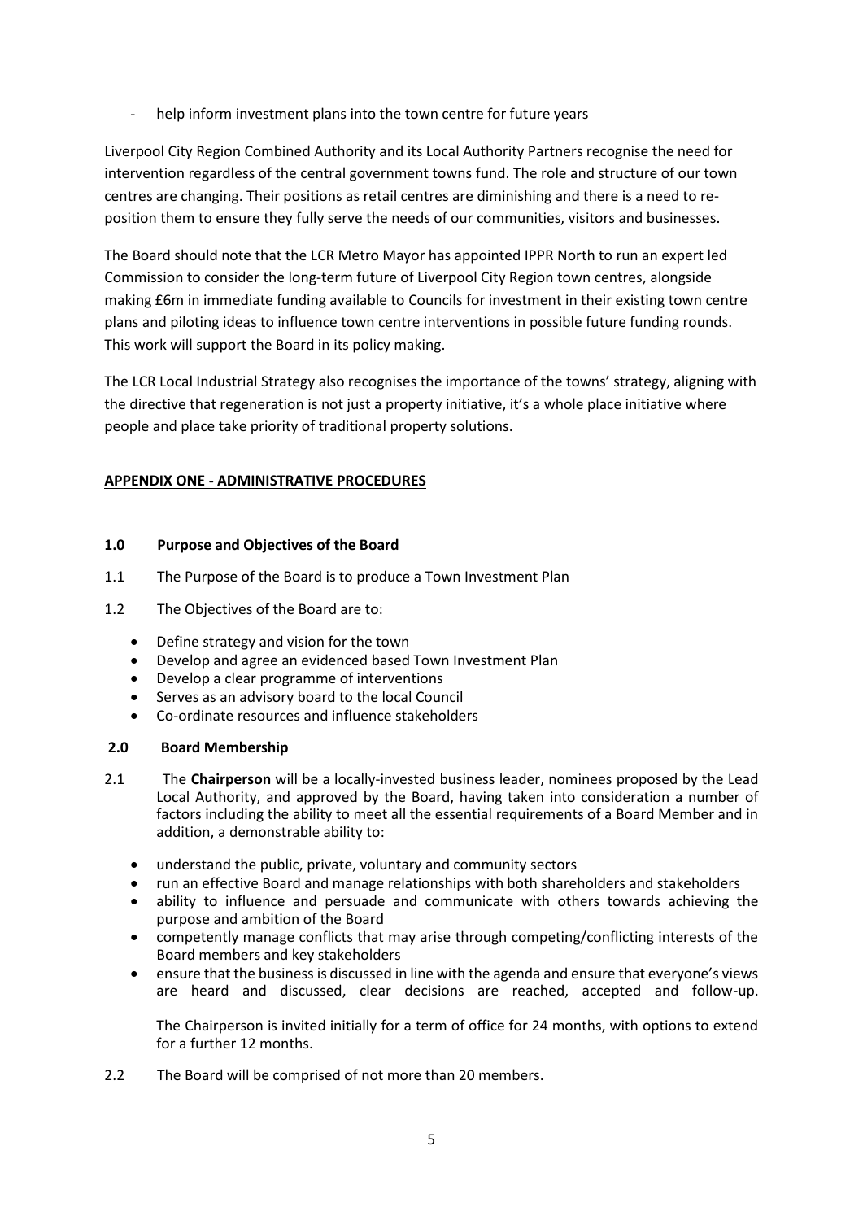- help inform investment plans into the town centre for future years

Liverpool City Region Combined Authority and its Local Authority Partners recognise the need for intervention regardless of the central government towns fund. The role and structure of our town centres are changing. Their positions as retail centres are diminishing and there is a need to re-position them to ensure they fully serve the needs of our communities, visitors and businesses.

The Board should note that the LCR Metro Mayor has appointed IPPR North to run an expert led Commission to consider the long-term future of Liverpool City Region town centres, alongside making £6m in immediate funding available to Councils for investment in their existing town centre plans and piloting ideas to influence town centre interventions in possible future funding rounds. This work will support the Board in its policy making.

The LCR Local Industrial Strategy also recognises the importance of the towns' strategy, aligning with the directive that regeneration is not just a property initiative, it's a whole place initiative where people and place take priority of traditional property solutions.

## APPENDIX ONE - ADMINISTRATIVE PROCEDURES

### 1.0 Purpose and Objectives of the Board

1.1 The Purpose of the Board is to produce a Town Investment Plan

1.2 The Objectives of the Board are to:

- Define strategy and vision for the town
- Develop and agree an evidenced based Town Investment Plan
- Develop a clear programme of interventions
- Serves as an advisory board to the local Council
- Co-ordinate resources and influence stakeholders

### 2.0 Board Membership

2.1 The **Chairperson** will be a locally-invested business leader, nominees proposed by the Lead Local Authority, and approved by the Board, having taken into consideration a number of factors including the ability to meet all the essential requirements of a Board Member and in addition, a demonstrable ability to:

- understand the public, private, voluntary and community sectors
- run an effective Board and manage relationships with both shareholders and stakeholders
- ability to influence and persuade and communicate with others towards achieving the purpose and ambition of the Board
- competently manage conflicts that may arise through competing/conflicting interests of the Board members and key stakeholders
- ensure that the business is discussed in line with the agenda and ensure that everyone's views are heard and discussed, clear decisions are reached, accepted and follow-up.

The Chairperson is invited initially for a term of office for 24 months, with options to extend for a further 12 months.

2.2 The Board will be comprised of not more than 20 members.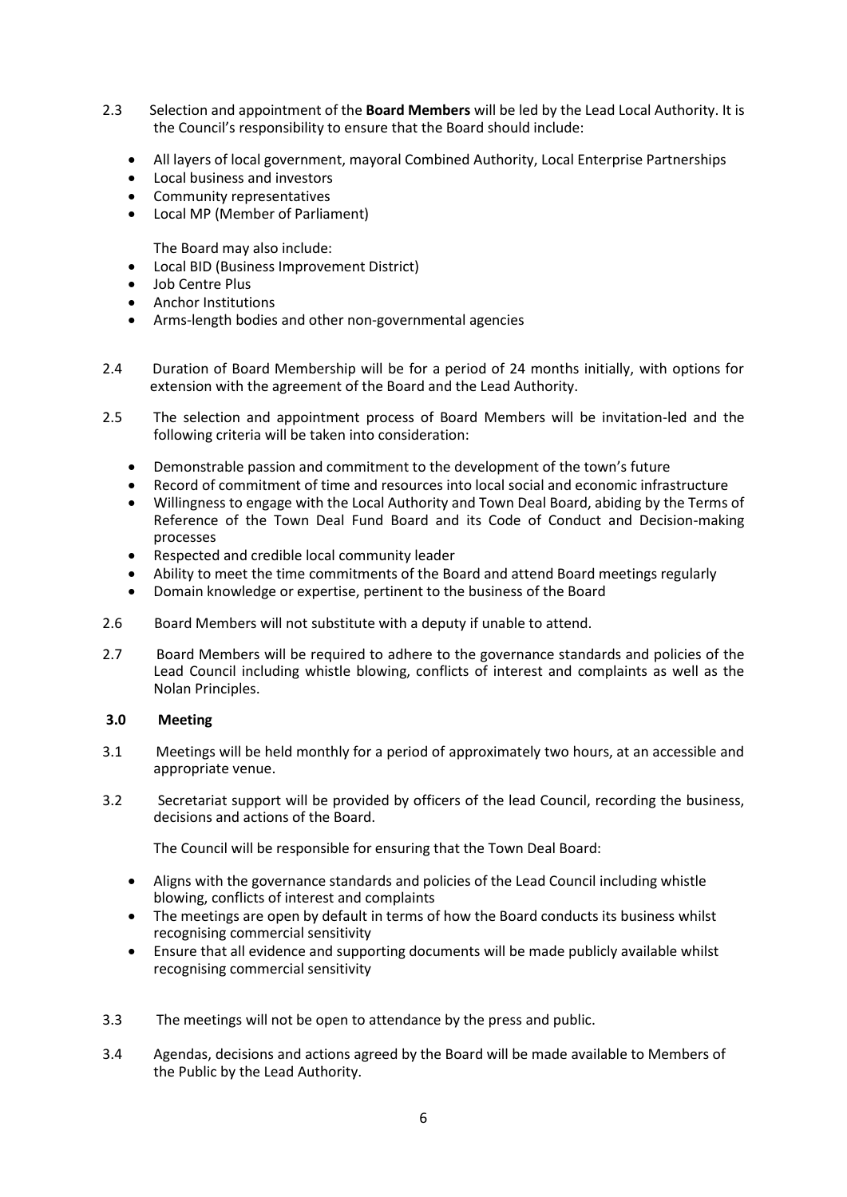2.3 Selection and appointment of the **Board Members** will be led by the Lead Local Authority. It is the Council's responsibility to ensure that the Board should include:

- All layers of local government, mayoral Combined Authority, Local Enterprise Partnerships
- Local business and investors
- Community representatives
- Local MP (Member of Parliament)

The Board may also include:

- Local BID (Business Improvement District)
- Job Centre Plus
- Anchor Institutions
- Arms-length bodies and other non-governmental agencies

2.4 Duration of Board Membership will be for a period of 24 months initially, with options for extension with the agreement of the Board and the Lead Authority.

2.5 The selection and appointment process of Board Members will be invitation-led and the following criteria will be taken into consideration:

- Demonstrable passion and commitment to the development of the town's future
- Record of commitment of time and resources into local social and economic infrastructure
- Willingness to engage with the Local Authority and Town Deal Board, abiding by the Terms of Reference of the Town Deal Fund Board and its Code of Conduct and Decision-making processes
- Respected and credible local community leader
- Ability to meet the time commitments of the Board and attend Board meetings regularly
- Domain knowledge or expertise, pertinent to the business of the Board

2.6 Board Members will not substitute with a deputy if unable to attend.

2.7 Board Members will be required to adhere to the governance standards and policies of the Lead Council including whistle blowing, conflicts of interest and complaints as well as the Nolan Principles.

## 3.0 Meeting

3.1 Meetings will be held monthly for a period of approximately two hours, at an accessible and appropriate venue.

3.2 Secretariat support will be provided by officers of the lead Council, recording the business, decisions and actions of the Board.

The Council will be responsible for ensuring that the Town Deal Board:

- Aligns with the governance standards and policies of the Lead Council including whistle blowing, conflicts of interest and complaints
- The meetings are open by default in terms of how the Board conducts its business whilst recognising commercial sensitivity
- Ensure that all evidence and supporting documents will be made publicly available whilst recognising commercial sensitivity

3.3 The meetings will not be open to attendance by the press and public.

3.4 Agendas, decisions and actions agreed by the Board will be made available to Members of the Public by the Lead Authority.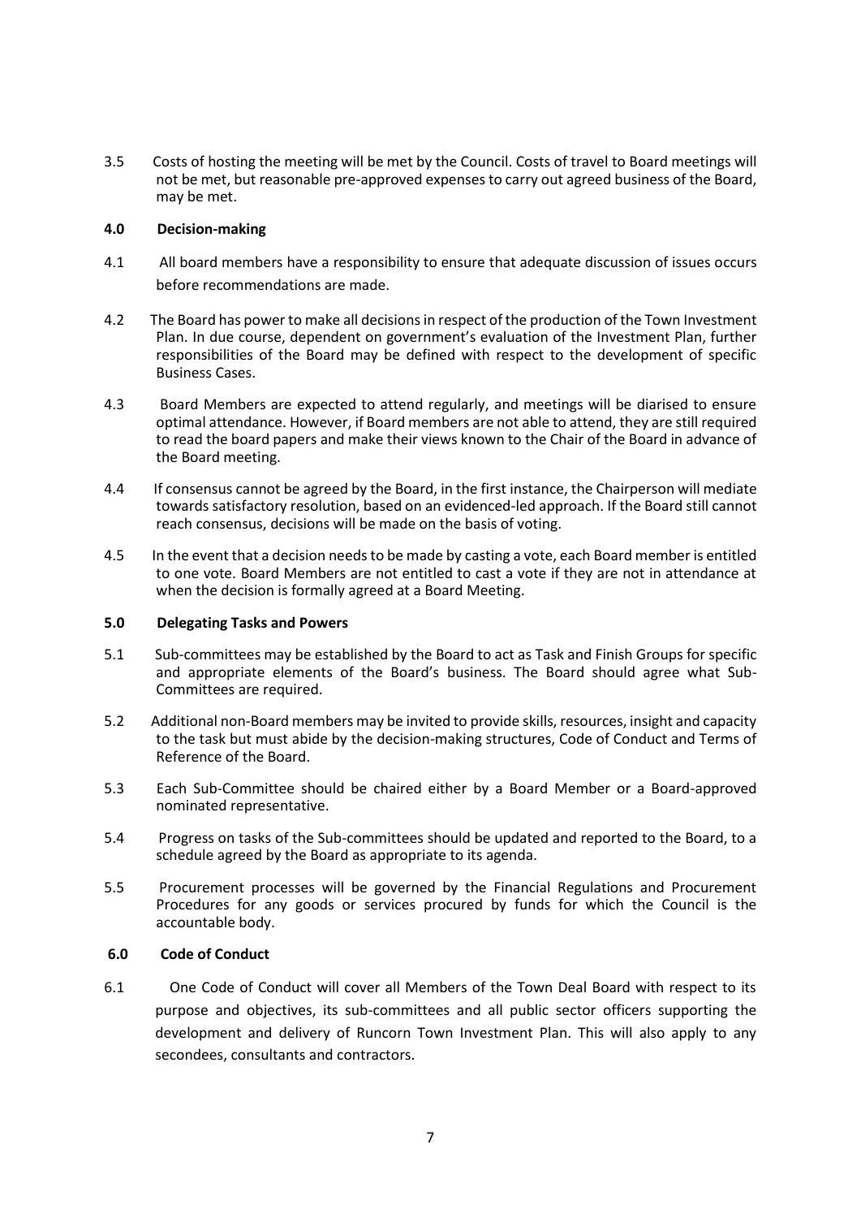3.5 Costs of hosting the meeting will be met by the Council. Costs of travel to Board meetings will not be met, but reasonable pre-approved expenses to carry out agreed business of the Board, may be met.

**4.0 Decision-making**

4.1 All board members have a responsibility to ensure that adequate discussion of issues occurs before recommendations are made.

4.2 The Board has power to make all decisions in respect of the production of the Town Investment Plan. In due course, dependent on government's evaluation of the Investment Plan, further responsibilities of the Board may be defined with respect to the development of specific Business Cases.

4.3 Board Members are expected to attend regularly, and meetings will be diarised to ensure optimal attendance. However, if Board members are not able to attend, they are still required to read the board papers and make their views known to the Chair of the Board in advance of the Board meeting.

4.4 If consensus cannot be agreed by the Board, in the first instance, the Chairperson will mediate towards satisfactory resolution, based on an evidenced-led approach. If the Board still cannot reach consensus, decisions will be made on the basis of voting.

4.5 In the event that a decision needs to be made by casting a vote, each Board member is entitled to one vote. Board Members are not entitled to cast a vote if they are not in attendance at when the decision is formally agreed at a Board Meeting.

**5.0 Delegating Tasks and Powers**

5.1 Sub-committees may be established by the Board to act as Task and Finish Groups for specific and appropriate elements of the Board's business. The Board should agree what Sub-Committees are required.

5.2 Additional non-Board members may be invited to provide skills, resources, insight and capacity to the task but must abide by the decision-making structures, Code of Conduct and Terms of Reference of the Board.

5.3 Each Sub-Committee should be chaired either by a Board Member or a Board-approved nominated representative.

5.4 Progress on tasks of the Sub-committees should be updated and reported to the Board, to a schedule agreed by the Board as appropriate to its agenda.

5.5 Procurement processes will be governed by the Financial Regulations and Procurement Procedures for any goods or services procured by funds for which the Council is the accountable body.

**6.0 Code of Conduct**

6.1 One Code of Conduct will cover all Members of the Town Deal Board with respect to its purpose and objectives, its sub-committees and all public sector officers supporting the development and delivery of Runcorn Town Investment Plan. This will also apply to any secondees, consultants and contractors.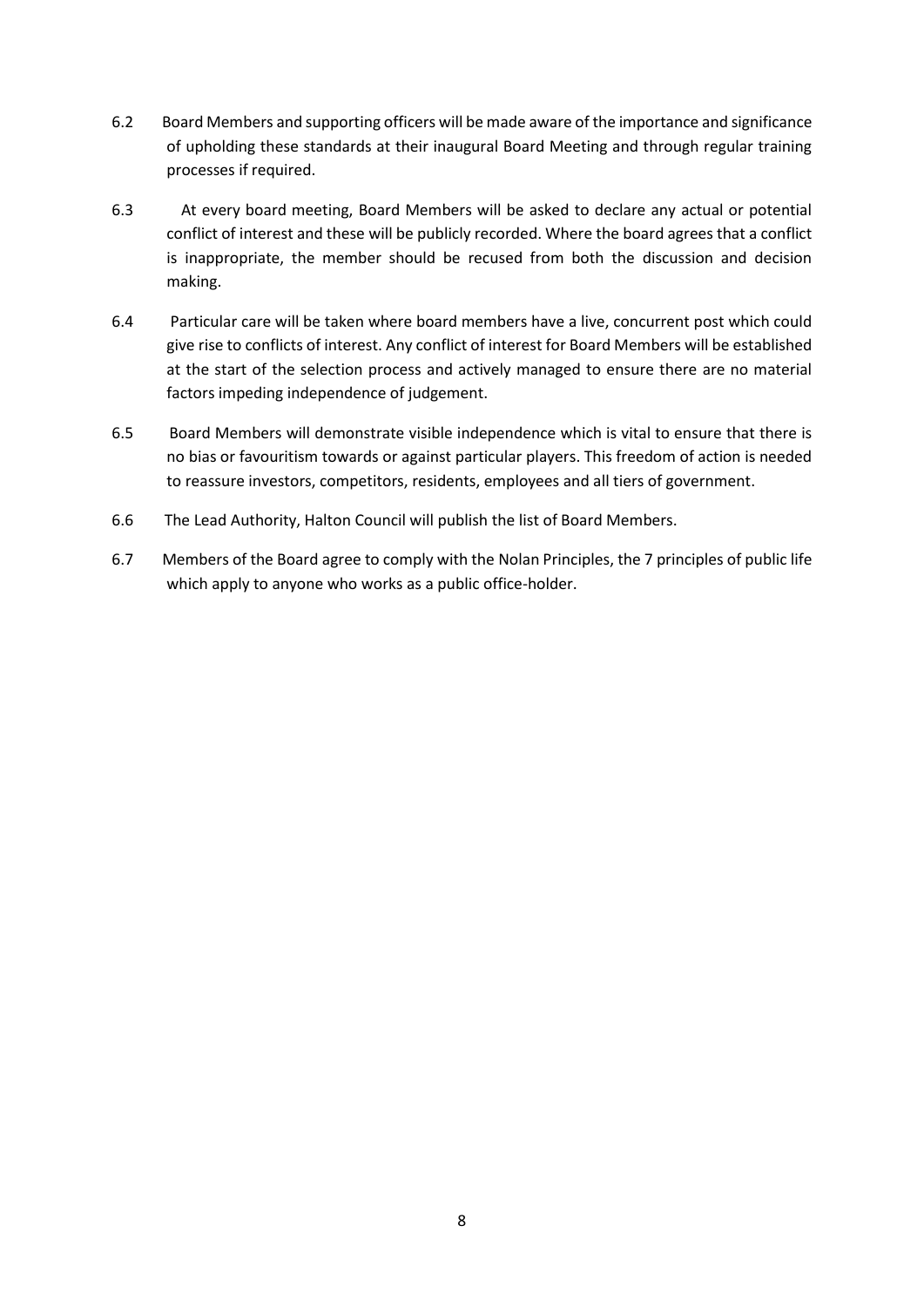6.2 Board Members and supporting officers will be made aware of the importance and significance of upholding these standards at their inaugural Board Meeting and through regular training processes if required.

6.3 At every board meeting, Board Members will be asked to declare any actual or potential conflict of interest and these will be publicly recorded. Where the board agrees that a conflict is inappropriate, the member should be recused from both the discussion and decision making.

6.4 Particular care will be taken where board members have a live, concurrent post which could give rise to conflicts of interest. Any conflict of interest for Board Members will be established at the start of the selection process and actively managed to ensure there are no material factors impeding independence of judgement.

6.5 Board Members will demonstrate visible independence which is vital to ensure that there is no bias or favouritism towards or against particular players. This freedom of action is needed to reassure investors, competitors, residents, employees and all tiers of government.

6.6 The Lead Authority, Halton Council will publish the list of Board Members.

6.7 Members of the Board agree to comply with the Nolan Principles, the 7 principles of public life which apply to anyone who works as a public office-holder.